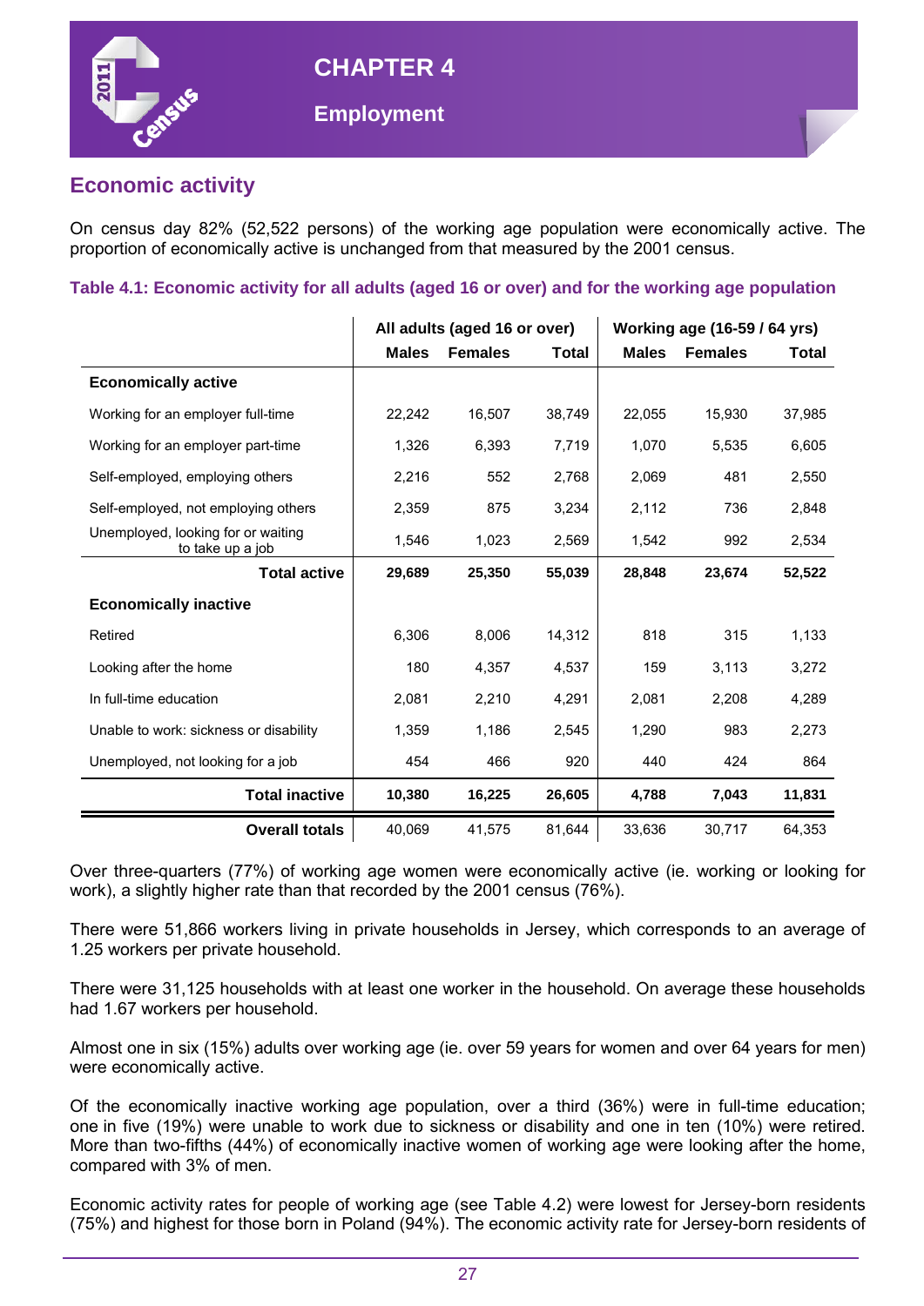# CHAPTER 4

## Employment

## Economic activity

On census day 82% (52,522 persons) of the working age population were economically active. The proportion of economically active is unchanged from that measured by the 2001 census.

### Table 4.1: Economic activity for all adults (aged 16 or over) and for the working age population

| | All adults (aged 16 or over) | | | Working age (16-59 / 64 yrs) | | |
|---|---|---|---|---|---|---|
| | **Males** | **Females** | **Total** | **Males** | **Females** | **Total** |
| **Economically active** | | | | | | |
| Working for an employer full-time | 22,242 | 16,507 | 38,749 | 22,055 | 15,930 | 37,985 |
| Working for an employer part-time | 1,326 | 6,393 | 7,719 | 1,070 | 5,535 | 6,605 |
| Self-employed, employing others | 2,216 | 552 | 2,768 | 2,069 | 481 | 2,550 |
| Self-employed, not employing others | 2,359 | 875 | 3,234 | 2,112 | 736 | 2,848 |
| Unemployed, looking for or waiting to take up a job | 1,546 | 1,023 | 2,569 | 1,542 | 992 | 2,534 |
| **Total active** | **29,689** | **25,350** | **55,039** | **28,848** | **23,674** | **52,522** |
| **Economically inactive** | | | | | | |
| Retired | 6,306 | 8,006 | 14,312 | 818 | 315 | 1,133 |
| Looking after the home | 180 | 4,357 | 4,537 | 159 | 3,113 | 3,272 |
| In full-time education | 2,081 | 2,210 | 4,291 | 2,081 | 2,208 | 4,289 |
| Unable to work: sickness or disability | 1,359 | 1,186 | 2,545 | 1,290 | 983 | 2,273 |
| Unemployed, not looking for a job | 454 | 466 | 920 | 440 | 424 | 864 |
| **Total inactive** | **10,380** | **16,225** | **26,605** | **4,788** | **7,043** | **11,831** |
| **Overall totals** | 40,069 | 41,575 | 81,644 | 33,636 | 30,717 | 64,353 |

Over three-quarters (77%) of working age women were economically active (ie. working or looking for work), a slightly higher rate than that recorded by the 2001 census (76%).

There were 51,866 workers living in private households in Jersey, which corresponds to an average of 1.25 workers per private household.

There were 31,125 households with at least one worker in the household. On average these households had 1.67 workers per household.

Almost one in six (15%) adults over working age (ie. over 59 years for women and over 64 years for men) were economically active.

Of the economically inactive working age population, over a third (36%) were in full-time education; one in five (19%) were unable to work due to sickness or disability and one in ten (10%) were retired. More than two-fifths (44%) of economically inactive women of working age were looking after the home, compared with 3% of men.

Economic activity rates for people of working age (see Table 4.2) were lowest for Jersey-born residents (75%) and highest for those born in Poland (94%). The economic activity rate for Jersey-born residents of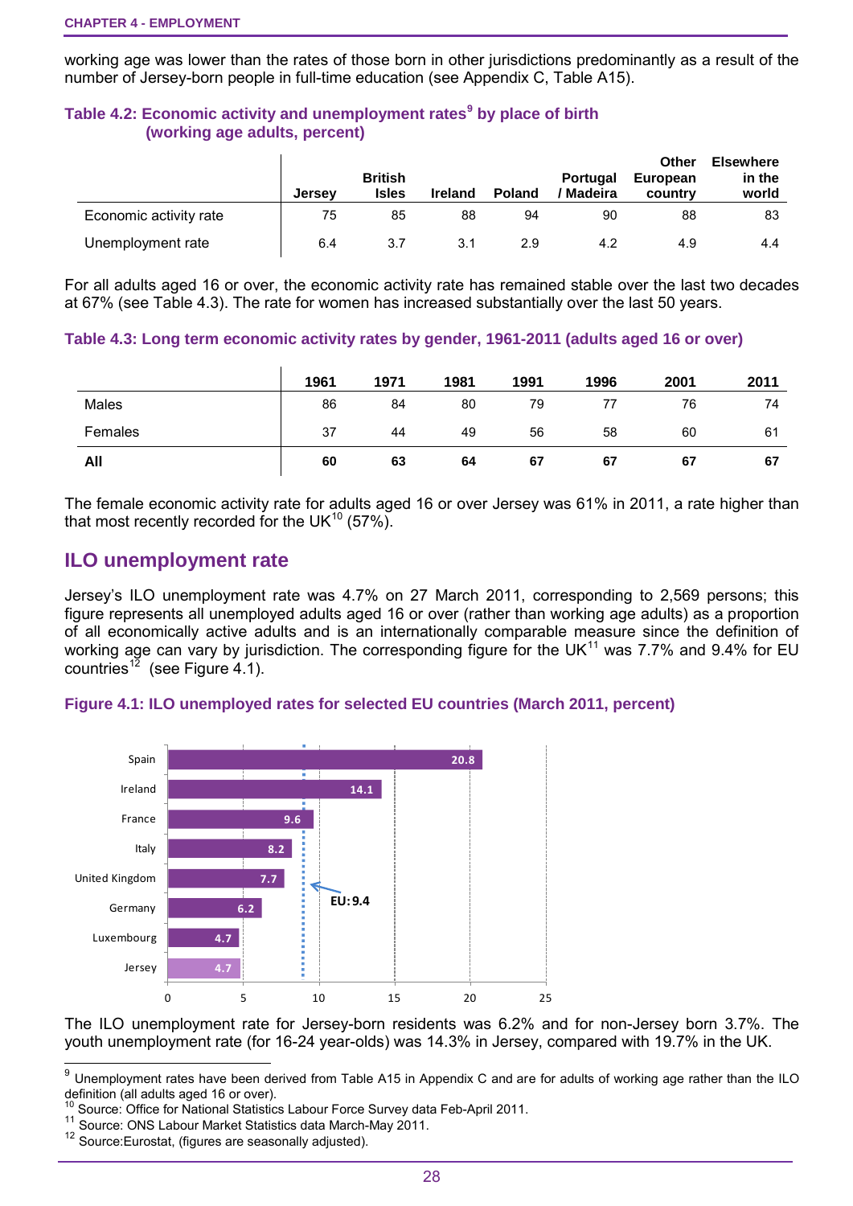working age was lower than the rates of those born in other jurisdictions predominantly as a result of the number of Jersey-born people in full-time education (see Appendix C, Table A15).

**Table 4.2: Economic activity and unemployment rates[9] by place of birth (working age adults, percent)**

| | Jersey | British Isles | Ireland | Poland | Portugal / Madeira | Other European country | Elsewhere in the world |
|---|---|---|---|---|---|---|---|
| Economic activity rate | 75 | 85 | 88 | 94 | 90 | 88 | 83 |
| Unemployment rate | 6.4 | 3.7 | 3.1 | 2.9 | 4.2 | 4.9 | 4.4 |

For all adults aged 16 or over, the economic activity rate has remained stable over the last two decades at 67% (see Table 4.3). The rate for women has increased substantially over the last 50 years.

**Table 4.3: Long term economic activity rates by gender, 1961-2011 (adults aged 16 or over)**

| | 1961 | 1971 | 1981 | 1991 | 1996 | 2001 | 2011 |
|---|---|---|---|---|---|---|---|
| Males | 86 | 84 | 80 | 79 | 77 | 76 | 74 |
| Females | 37 | 44 | 49 | 56 | 58 | 60 | 61 |
| **All** | **60** | **63** | **64** | **67** | **67** | **67** | **67** |

The female economic activity rate for adults aged 16 or over Jersey was 61% in 2011, a rate higher than that most recently recorded for the UK[10] (57%).

## ILO unemployment rate

Jersey's ILO unemployment rate was 4.7% on 27 March 2011, corresponding to 2,569 persons; this figure represents all unemployed adults aged 16 or over (rather than working age adults) as a proportion of all economically active adults and is an internationally comparable measure since the definition of working age can vary by jurisdiction. The corresponding figure for the UK[11] was 7.7% and 9.4% for EU countries[12] (see Figure 4.1).

**Figure 4.1: ILO unemployed rates for selected EU countries (March 2011, percent)**

Spain 20.8
Ireland 14.1
France 9.6
Italy 8.2
United Kingdom 7.7
Germany 6.2
Luxembourg 4.7
Jersey 4.7
EU: 9.4
0 5 10 15 20 25

The ILO unemployment rate for Jersey-born residents was 6.2% and for non-Jersey born 3.7%. The youth unemployment rate (for 16-24 year-olds) was 14.3% in Jersey, compared with 19.7% in the UK.

---

[9] Unemployment rates have been derived from Table A15 in Appendix C and are for adults of working age rather than the ILO definition (all adults aged 16 or over).

[10] Source: Office for National Statistics Labour Force Survey data Feb-April 2011.

[11] Source: ONS Labour Market Statistics data March-May 2011.

[12] Source:Eurostat, (figures are seasonally adjusted).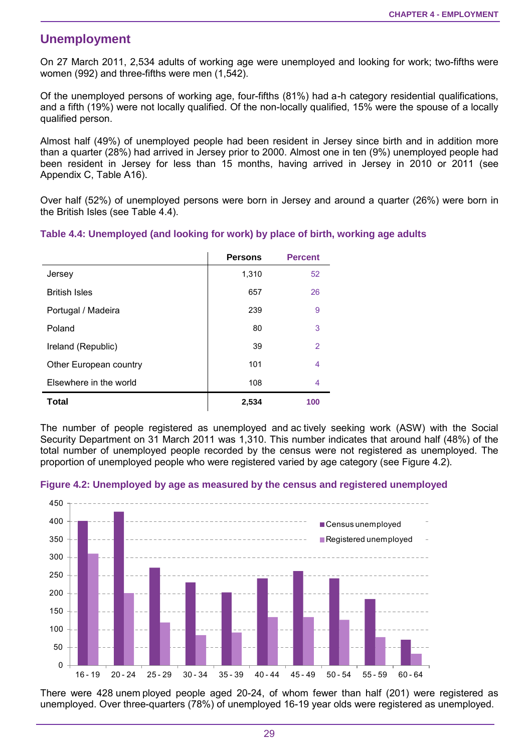## Unemployment

On 27 March 2011, 2,534 adults of working age were unemployed and looking for work; two-fifths were women (992) and three-fifths were men (1,542).

Of the unemployed persons of working age, four-fifths (81%) had a-h category residential qualifications, and a fifth (19%) were not locally qualified. Of the non-locally qualified, 15% were the spouse of a locally qualified person.

Almost half (49%) of unemployed people had been resident in Jersey since birth and in addition more than a quarter (28%) had arrived in Jersey prior to 2000. Almost one in ten (9%) unemployed people had been resident in Jersey for less than 15 months, having arrived in Jersey in 2010 or 2011 (see Appendix C, Table A16).

Over half (52%) of unemployed persons were born in Jersey and around a quarter (26%) were born in the British Isles (see Table 4.4).

**Table 4.4: Unemployed (and looking for work) by place of birth, working age adults**

| | Persons | Percent |
|---|---|---|
| Jersey | 1,310 | 52 |
| British Isles | 657 | 26 |
| Portugal / Madeira | 239 | 9 |
| Poland | 80 | 3 |
| Ireland (Republic) | 39 | 2 |
| Other European country | 101 | 4 |
| Elsewhere in the world | 108 | 4 |
| **Total** | **2,534** | **100** |

The number of people registered as unemployed and actively seeking work (ASW) with the Social Security Department on 31 March 2011 was 1,310. This number indicates that around half (48%) of the total number of unemployed people recorded by the census were not registered as unemployed. The proportion of unemployed people who were registered varied by age category (see Figure 4.2).

**Figure 4.2: Unemployed by age as measured by the census and registered unemployed**

450
400
350
300
250
200
150
100
50
0

16 - 19
20 - 24
25 - 29
30 - 34
35 - 39
40 - 44
45 - 49
50 - 54
55 - 59
60 - 64

Census unemployed
Registered unemployed

There were 428 unemployed people aged 20-24, of whom fewer than half (201) were registered as unemployed. Over three-quarters (78%) of unemployed 16-19 year olds were registered as unemployed.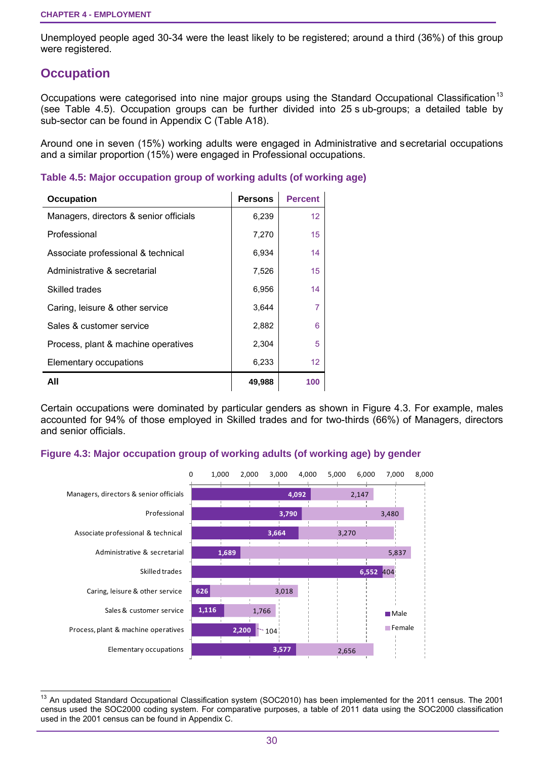Unemployed people aged 30-34 were the least likely to be registered; around a third (36%) of this group were registered.

## Occupation

Occupations were categorised into nine major groups using the Standard Occupational Classification[13] (see Table 4.5). Occupation groups can be further divided into 25 sub-groups; a detailed table by sub-sector can be found in Appendix C (Table A18).

Around one in seven (15%) working adults were engaged in Administrative and secretarial occupations and a similar proportion (15%) were engaged in Professional occupations.

### Table 4.5: Major occupation group of working adults (of working age)

| Occupation | Persons | Percent |
|---|---|---|
| Managers, directors & senior officials | 6,239 | 12 |
| Professional | 7,270 | 15 |
| Associate professional & technical | 6,934 | 14 |
| Administrative & secretarial | 7,526 | 15 |
| Skilled trades | 6,956 | 14 |
| Caring, leisure & other service | 3,644 | 7 |
| Sales & customer service | 2,882 | 6 |
| Process, plant & machine operatives | 2,304 | 5 |
| Elementary occupations | 6,233 | 12 |
| **All** | **49,988** | **100** |

Certain occupations were dominated by particular genders as shown in Figure 4.3. For example, males accounted for 94% of those employed in Skilled trades and for two-thirds (66%) of Managers, directors and senior officials.

### Figure 4.3: Major occupation group of working adults (of working age) by gender

0
1,000
2,000
3,000
4,000
5,000
6,000
7,000
8,000

Managers, directors & senior officials 4,092 2,147
Professional 3,790 3,480
Associate professional & technical 3,664 3,270
Administrative & secretarial 1,689 5,837
Skilled trades 6,552 404
Caring, leisure & other service 626 3,018
Sales & customer service 1,116 1,766
Process, plant & machine operatives 2,200 104
Elementary occupations 3,577 2,656

Male
Female

---

[13] An updated Standard Occupational Classification system (SOC2010) has been implemented for the 2011 census. The 2001 census used the SOC2000 coding system. For comparative purposes, a table of 2011 data using the SOC2000 classification used in the 2001 census can be found in Appendix C.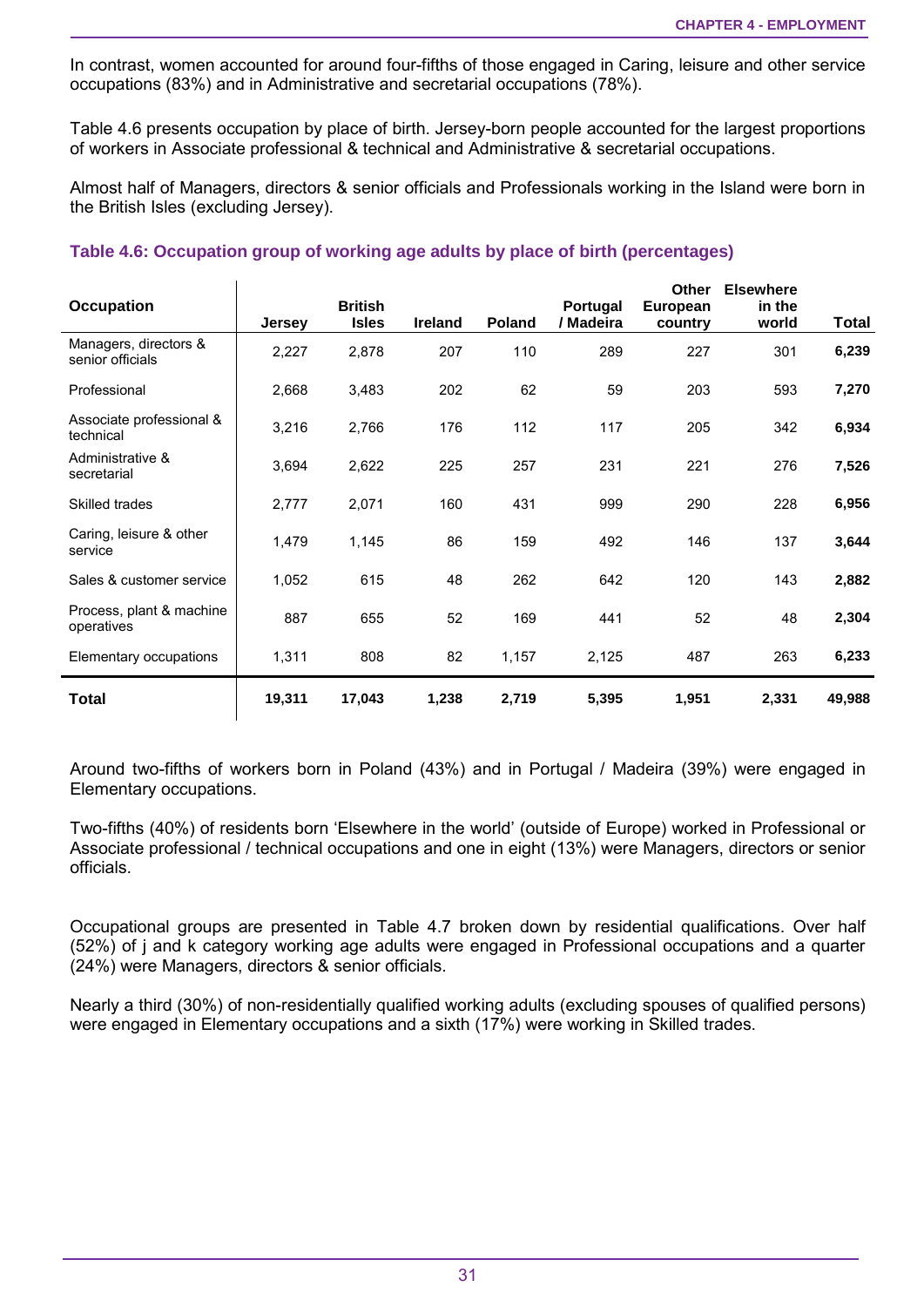In contrast, women accounted for around four-fifths of those engaged in Caring, leisure and other service occupations (83%) and in Administrative and secretarial occupations (78%).

Table 4.6 presents occupation by place of birth. Jersey-born people accounted for the largest proportions of workers in Associate professional & technical and Administrative & secretarial occupations.

Almost half of Managers, directors & senior officials and Professionals working in the Island were born in the British Isles (excluding Jersey).

### Table 4.6: Occupation group of working age adults by place of birth (percentages)

| Occupation | Jersey | British Isles | Ireland | Poland | Portugal / Madeira | Other European country | Elsewhere in the world | Total |
|---|---|---|---|---|---|---|---|---|
| Managers, directors & senior officials | 2,227 | 2,878 | 207 | 110 | 289 | 227 | 301 | **6,239** |
| Professional | 2,668 | 3,483 | 202 | 62 | 59 | 203 | 593 | **7,270** |
| Associate professional & technical | 3,216 | 2,766 | 176 | 112 | 117 | 205 | 342 | **6,934** |
| Administrative & secretarial | 3,694 | 2,622 | 225 | 257 | 231 | 221 | 276 | **7,526** |
| Skilled trades | 2,777 | 2,071 | 160 | 431 | 999 | 290 | 228 | **6,956** |
| Caring, leisure & other service | 1,479 | 1,145 | 86 | 159 | 492 | 146 | 137 | **3,644** |
| Sales & customer service | 1,052 | 615 | 48 | 262 | 642 | 120 | 143 | **2,882** |
| Process, plant & machine operatives | 887 | 655 | 52 | 169 | 441 | 52 | 48 | **2,304** |
| Elementary occupations | 1,311 | 808 | 82 | 1,157 | 2,125 | 487 | 263 | **6,233** |
| **Total** | **19,311** | **17,043** | **1,238** | **2,719** | **5,395** | **1,951** | **2,331** | **49,988** |

Around two-fifths of workers born in Poland (43%) and in Portugal / Madeira (39%) were engaged in Elementary occupations.

Two-fifths (40%) of residents born 'Elsewhere in the world' (outside of Europe) worked in Professional or Associate professional / technical occupations and one in eight (13%) were Managers, directors or senior officials.

Occupational groups are presented in Table 4.7 broken down by residential qualifications. Over half (52%) of j and k category working age adults were engaged in Professional occupations and a quarter (24%) were Managers, directors & senior officials.

Nearly a third (30%) of non-residentially qualified working adults (excluding spouses of qualified persons) were engaged in Elementary occupations and a sixth (17%) were working in Skilled trades.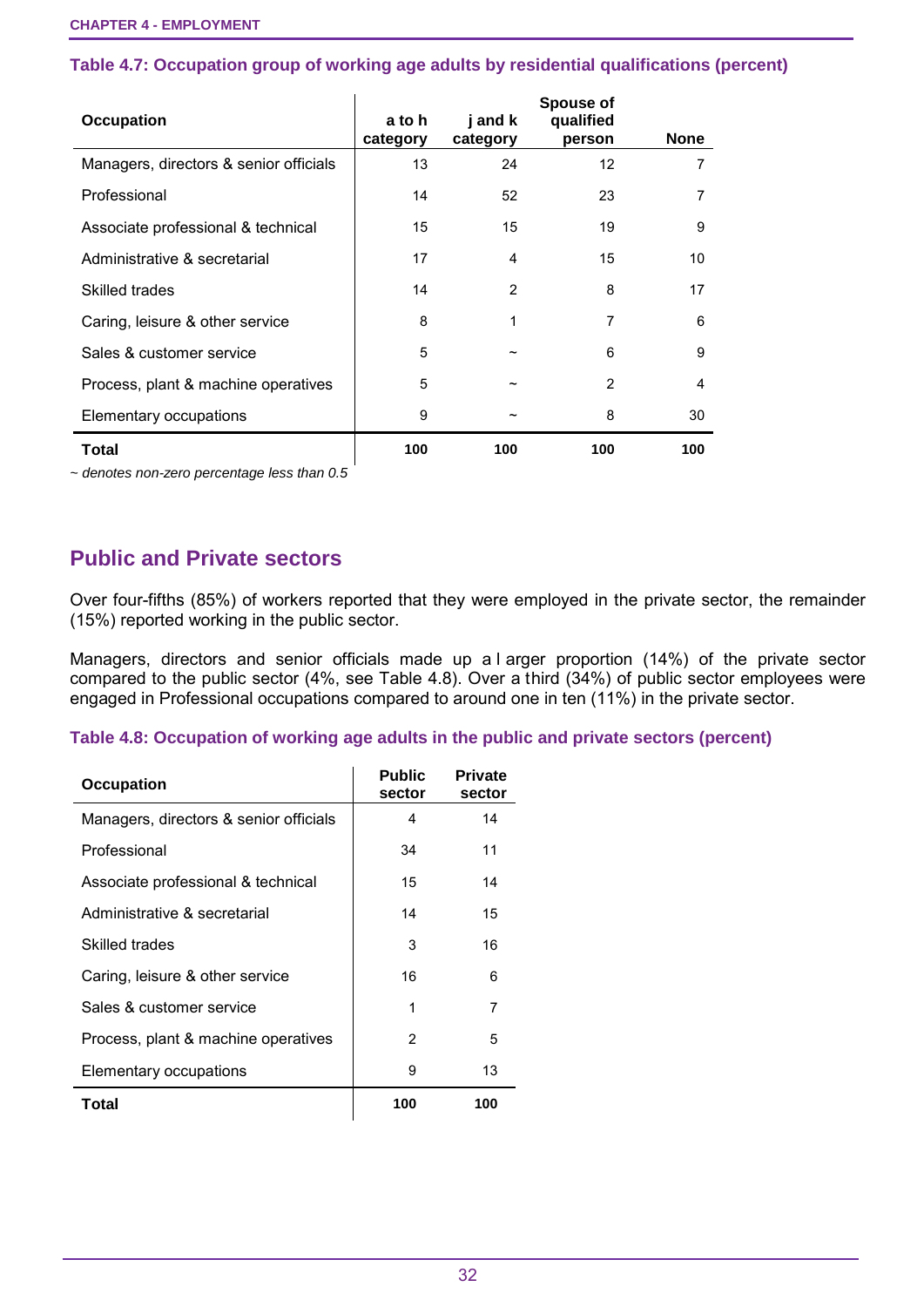**Table 4.7: Occupation group of working age adults by residential qualifications (percent)**

| Occupation | a to h category | j and k category | Spouse of qualified person | None |
|---|---|---|---|---|
| Managers, directors & senior officials | 13 | 24 | 12 | 7 |
| Professional | 14 | 52 | 23 | 7 |
| Associate professional & technical | 15 | 15 | 19 | 9 |
| Administrative & secretarial | 17 | 4 | 15 | 10 |
| Skilled trades | 14 | 2 | 8 | 17 |
| Caring, leisure & other service | 8 | 1 | 7 | 6 |
| Sales & customer service | 5 | ~ | 6 | 9 |
| Process, plant & machine operatives | 5 | ~ | 2 | 4 |
| Elementary occupations | 9 | ~ | 8 | 30 |
| **Total** | **100** | **100** | **100** | **100** |

*~ denotes non-zero percentage less than 0.5*

## Public and Private sectors

Over four-fifths (85%) of workers reported that they were employed in the private sector, the remainder (15%) reported working in the public sector.

Managers, directors and senior officials made up a l arger proportion (14%) of the private sector compared to the public sector (4%, see Table 4.8). Over a third (34%) of public sector employees were engaged in Professional occupations compared to around one in ten (11%) in the private sector.

**Table 4.8: Occupation of working age adults in the public and private sectors (percent)**

| Occupation | Public sector | Private sector |
|---|---|---|
| Managers, directors & senior officials | 4 | 14 |
| Professional | 34 | 11 |
| Associate professional & technical | 15 | 14 |
| Administrative & secretarial | 14 | 15 |
| Skilled trades | 3 | 16 |
| Caring, leisure & other service | 16 | 6 |
| Sales & customer service | 1 | 7 |
| Process, plant & machine operatives | 2 | 5 |
| Elementary occupations | 9 | 13 |
| **Total** | **100** | **100** |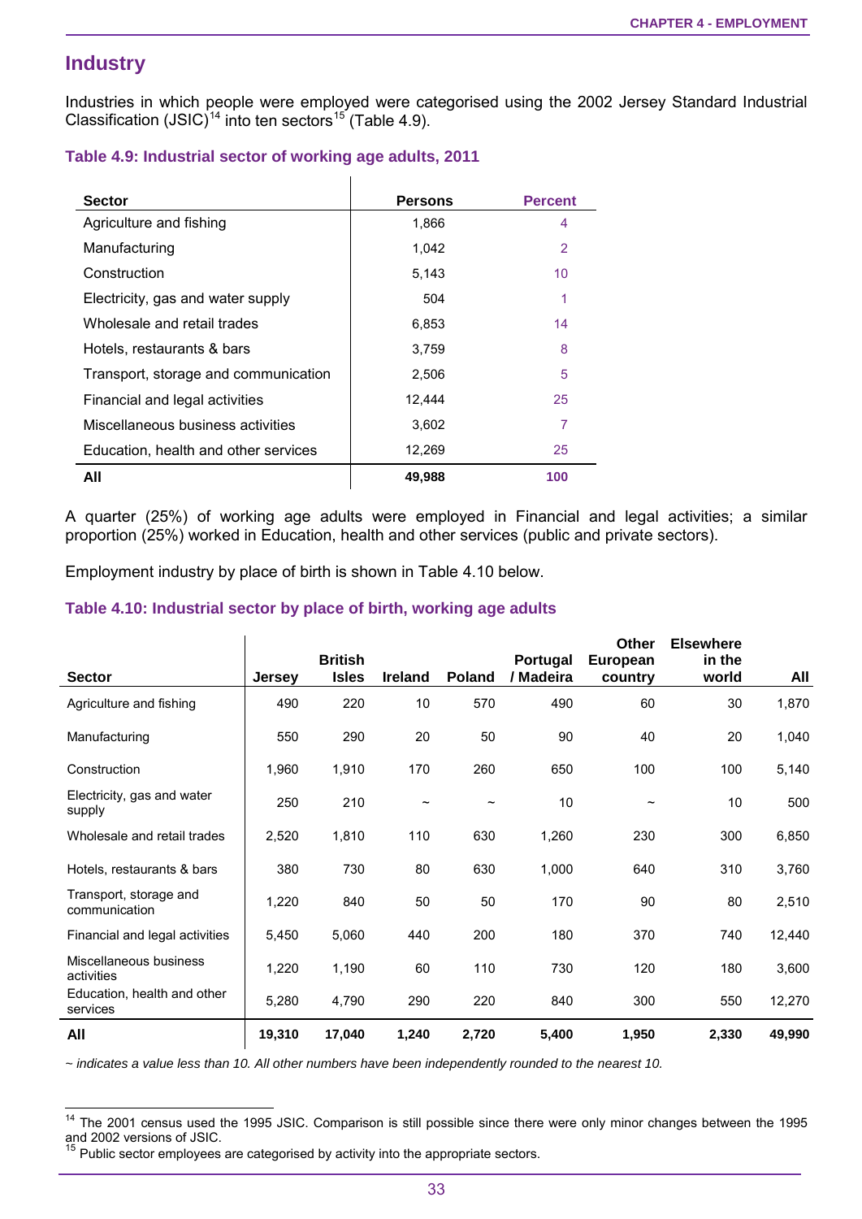## Industry

Industries in which people were employed were categorised using the 2002 Jersey Standard Industrial Classification (JSIC)[14] into ten sectors[15] (Table 4.9).

### Table 4.9: Industrial sector of working age adults, 2011

| Sector | Persons | Percent |
|---|---|---|
| Agriculture and fishing | 1,866 | 4 |
| Manufacturing | 1,042 | 2 |
| Construction | 5,143 | 10 |
| Electricity, gas and water supply | 504 | 1 |
| Wholesale and retail trades | 6,853 | 14 |
| Hotels, restaurants & bars | 3,759 | 8 |
| Transport, storage and communication | 2,506 | 5 |
| Financial and legal activities | 12,444 | 25 |
| Miscellaneous business activities | 3,602 | 7 |
| Education, health and other services | 12,269 | 25 |
| **All** | **49,988** | **100** |

A quarter (25%) of working age adults were employed in Financial and legal activities; a similar proportion (25%) worked in Education, health and other services (public and private sectors).

Employment industry by place of birth is shown in Table 4.10 below.

### Table 4.10: Industrial sector by place of birth, working age adults

| Sector | Jersey | British Isles | Ireland | Poland | Portugal / Madeira | Other European country | Elsewhere in the world | All |
|---|---|---|---|---|---|---|---|---|
| Agriculture and fishing | 490 | 220 | 10 | 570 | 490 | 60 | 30 | 1,870 |
| Manufacturing | 550 | 290 | 20 | 50 | 90 | 40 | 20 | 1,040 |
| Construction | 1,960 | 1,910 | 170 | 260 | 650 | 100 | 100 | 5,140 |
| Electricity, gas and water supply | 250 | 210 | ~ | ~ | 10 | ~ | 10 | 500 |
| Wholesale and retail trades | 2,520 | 1,810 | 110 | 630 | 1,260 | 230 | 300 | 6,850 |
| Hotels, restaurants & bars | 380 | 730 | 80 | 630 | 1,000 | 640 | 310 | 3,760 |
| Transport, storage and communication | 1,220 | 840 | 50 | 50 | 170 | 90 | 80 | 2,510 |
| Financial and legal activities | 5,450 | 5,060 | 440 | 200 | 180 | 370 | 740 | 12,440 |
| Miscellaneous business activities | 1,220 | 1,190 | 60 | 110 | 730 | 120 | 180 | 3,600 |
| Education, health and other services | 5,280 | 4,790 | 290 | 220 | 840 | 300 | 550 | 12,270 |
| **All** | **19,310** | **17,040** | **1,240** | **2,720** | **5,400** | **1,950** | **2,330** | **49,990** |

*~ indicates a value less than 10. All other numbers have been independently rounded to the nearest 10.*

[14] The 2001 census used the 1995 JSIC. Comparison is still possible since there were only minor changes between the 1995 and 2002 versions of JSIC.

[15] Public sector employees are categorised by activity into the appropriate sectors.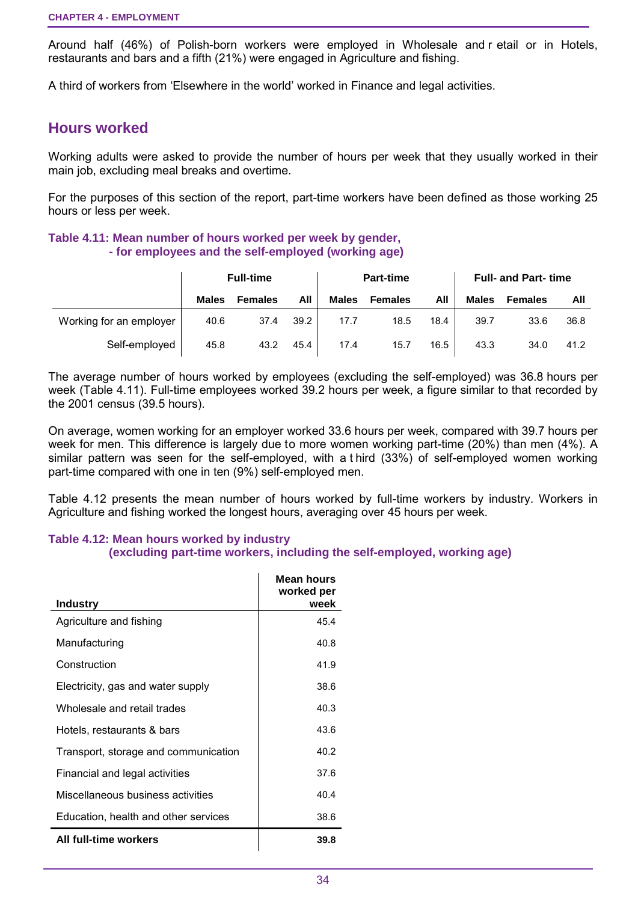Around half (46%) of Polish-born workers were employed in Wholesale and r etail or in Hotels, restaurants and bars and a fifth (21%) were engaged in Agriculture and fishing.

A third of workers from 'Elsewhere in the world' worked in Finance and legal activities.

## Hours worked

Working adults were asked to provide the number of hours per week that they usually worked in their main job, excluding meal breaks and overtime.

For the purposes of this section of the report, part-time workers have been defined as those working 25 hours or less per week.

**Table 4.11: Mean number of hours worked per week by gender, - for employees and the self-employed (working age)**

| | Full-time | | | Part-time | | | Full- and Part- time | | |
|---|---|---|---|---|---|---|---|---|---|
| | Males | Females | All | Males | Females | All | Males | Females | All |
| Working for an employer | 40.6 | 37.4 | 39.2 | 17.7 | 18.5 | 18.4 | 39.7 | 33.6 | 36.8 |
| Self-employed | 45.8 | 43.2 | 45.4 | 17.4 | 15.7 | 16.5 | 43.3 | 34.0 | 41.2 |

The average number of hours worked by employees (excluding the self-employed) was 36.8 hours per week (Table 4.11). Full-time employees worked 39.2 hours per week, a figure similar to that recorded by the 2001 census (39.5 hours).

On average, women working for an employer worked 33.6 hours per week, compared with 39.7 hours per week for men. This difference is largely due to more women working part-time (20%) than men (4%). A similar pattern was seen for the self-employed, with a t hird (33%) of self-employed women working part-time compared with one in ten (9%) self-employed men.

Table 4.12 presents the mean number of hours worked by full-time workers by industry. Workers in Agriculture and fishing worked the longest hours, averaging over 45 hours per week.

**Table 4.12: Mean hours worked by industry (excluding part-time workers, including the self-employed, working age)**

| Industry | Mean hours worked per week |
|---|---|
| Agriculture and fishing | 45.4 |
| Manufacturing | 40.8 |
| Construction | 41.9 |
| Electricity, gas and water supply | 38.6 |
| Wholesale and retail trades | 40.3 |
| Hotels, restaurants & bars | 43.6 |
| Transport, storage and communication | 40.2 |
| Financial and legal activities | 37.6 |
| Miscellaneous business activities | 40.4 |
| Education, health and other services | 38.6 |
| **All full-time workers** | **39.8** |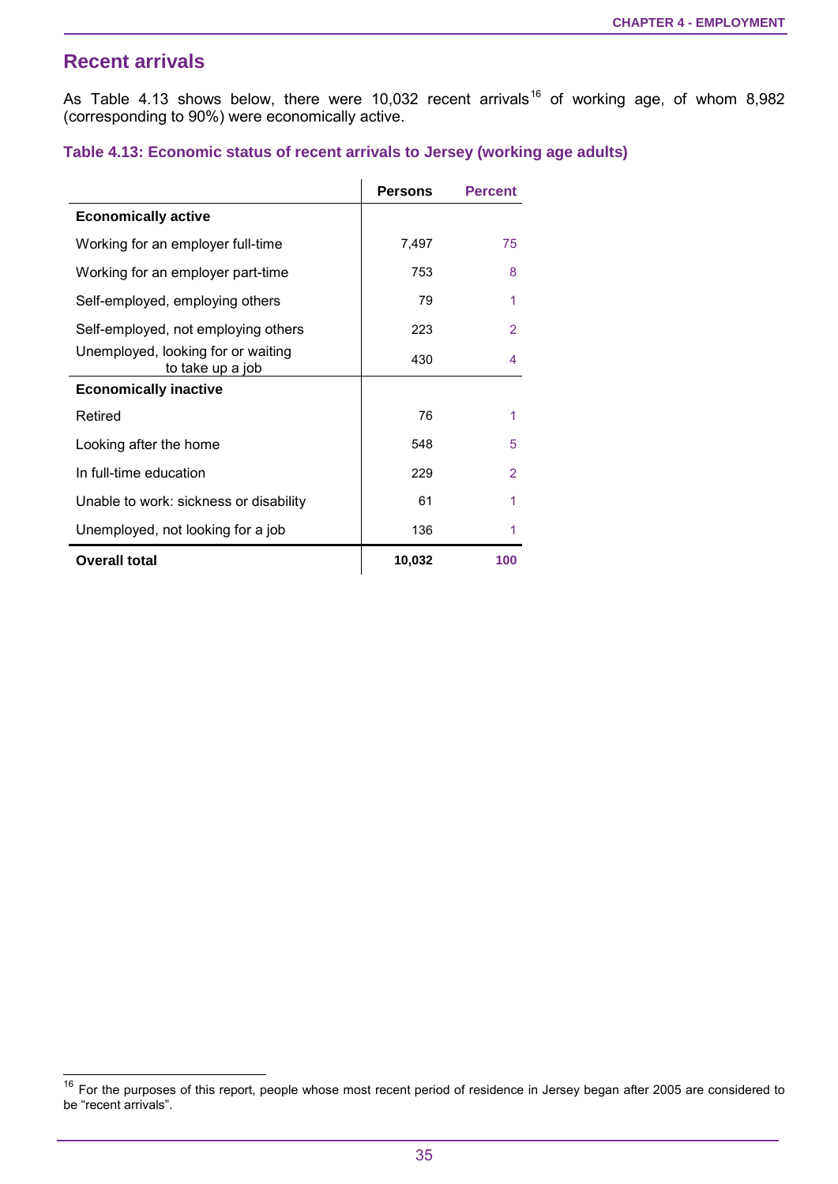## Recent arrivals

As Table 4.13 shows below, there were 10,032 recent arrivals[16] of working age, of whom 8,982 (corresponding to 90%) were economically active.

### Table 4.13: Economic status of recent arrivals to Jersey (working age adults)

| | Persons | Percent |
|---|---|---|
| **Economically active** | | |
| Working for an employer full-time | 7,497 | 75 |
| Working for an employer part-time | 753 | 8 |
| Self-employed, employing others | 79 | 1 |
| Self-employed, not employing others | 223 | 2 |
| Unemployed, looking for or waiting to take up a job | 430 | 4 |
| **Economically inactive** | | |
| Retired | 76 | 1 |
| Looking after the home | 548 | 5 |
| In full-time education | 229 | 2 |
| Unable to work: sickness or disability | 61 | 1 |
| Unemployed, not looking for a job | 136 | 1 |
| **Overall total** | **10,032** | **100** |

[16] For the purposes of this report, people whose most recent period of residence in Jersey began after 2005 are considered to be "recent arrivals".